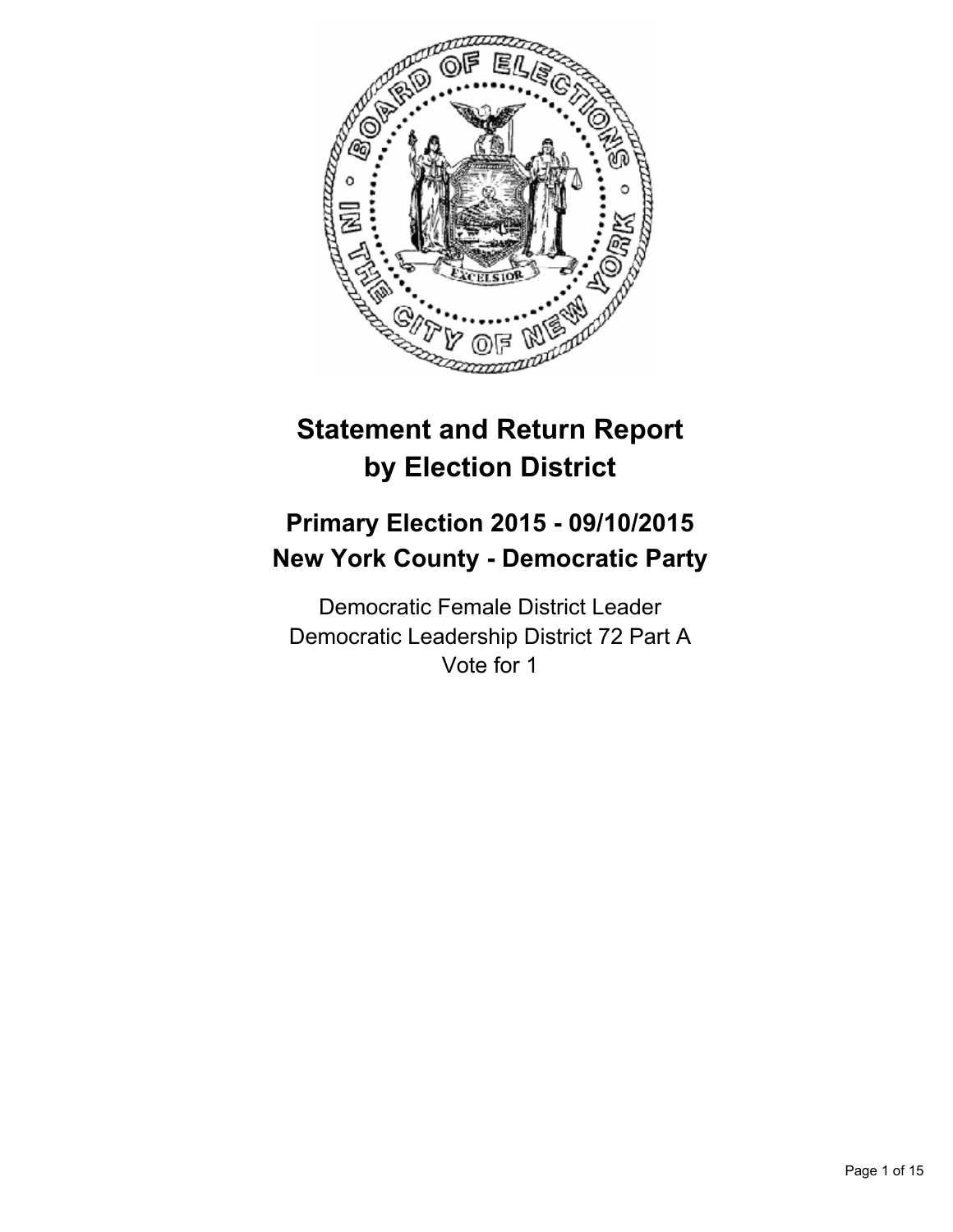# Statement and Return Report by Election District

## Primary Election 2015 - 09/10/2015
## New York County - Democratic Party

Democratic Female District Leader
Democratic Leadership District 72 Part A
Vote for 1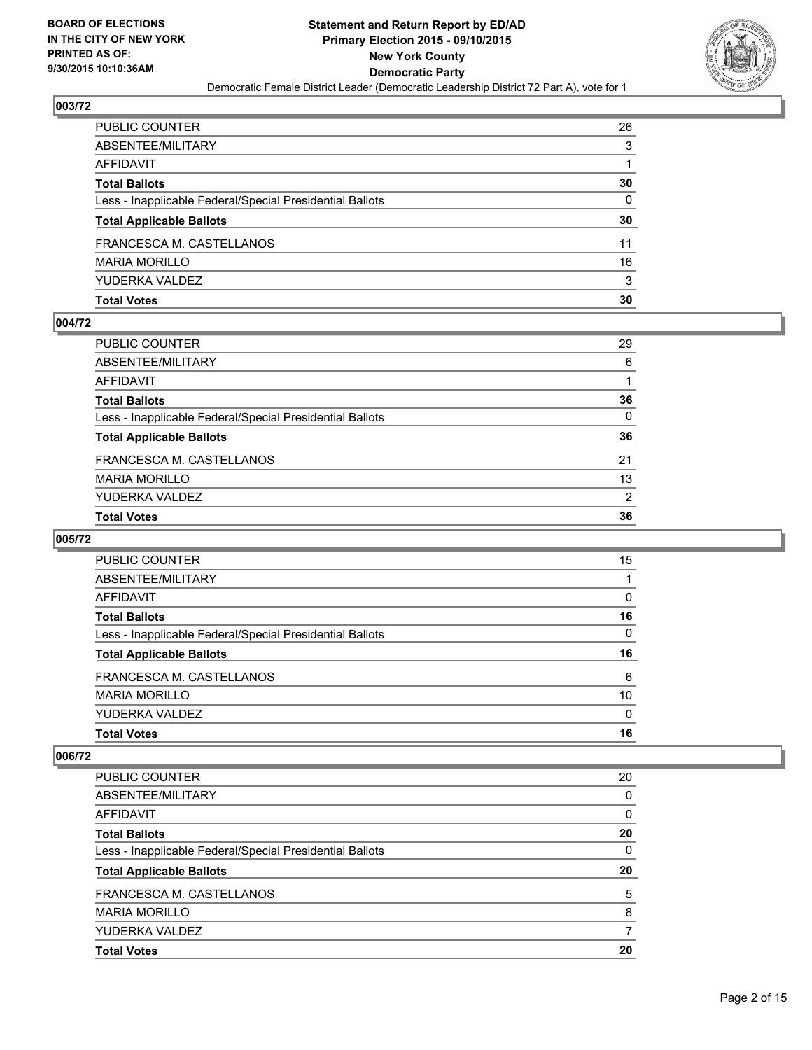## 003/72

| | |
|---|---|
| PUBLIC COUNTER | 26 |
| ABSENTEE/MILITARY | 3 |
| AFFIDAVIT | 1 |
| **Total Ballots** | **30** |
| Less - Inapplicable Federal/Special Presidential Ballots | 0 |
| **Total Applicable Ballots** | **30** |
| FRANCESCA M. CASTELLANOS | 11 |
| MARIA MORILLO | 16 |
| YUDERKA VALDEZ | 3 |
| **Total Votes** | **30** |

## 004/72

| | |
|---|---|
| PUBLIC COUNTER | 29 |
| ABSENTEE/MILITARY | 6 |
| AFFIDAVIT | 1 |
| **Total Ballots** | **36** |
| Less - Inapplicable Federal/Special Presidential Ballots | 0 |
| **Total Applicable Ballots** | **36** |
| FRANCESCA M. CASTELLANOS | 21 |
| MARIA MORILLO | 13 |
| YUDERKA VALDEZ | 2 |
| **Total Votes** | **36** |

## 005/72

| | |
|---|---|
| PUBLIC COUNTER | 15 |
| ABSENTEE/MILITARY | 1 |
| AFFIDAVIT | 0 |
| **Total Ballots** | **16** |
| Less - Inapplicable Federal/Special Presidential Ballots | 0 |
| **Total Applicable Ballots** | **16** |
| FRANCESCA M. CASTELLANOS | 6 |
| MARIA MORILLO | 10 |
| YUDERKA VALDEZ | 0 |
| **Total Votes** | **16** |

## 006/72

| | |
|---|---|
| PUBLIC COUNTER | 20 |
| ABSENTEE/MILITARY | 0 |
| AFFIDAVIT | 0 |
| **Total Ballots** | **20** |
| Less - Inapplicable Federal/Special Presidential Ballots | 0 |
| **Total Applicable Ballots** | **20** |
| FRANCESCA M. CASTELLANOS | 5 |
| MARIA MORILLO | 8 |
| YUDERKA VALDEZ | 7 |
| **Total Votes** | **20** |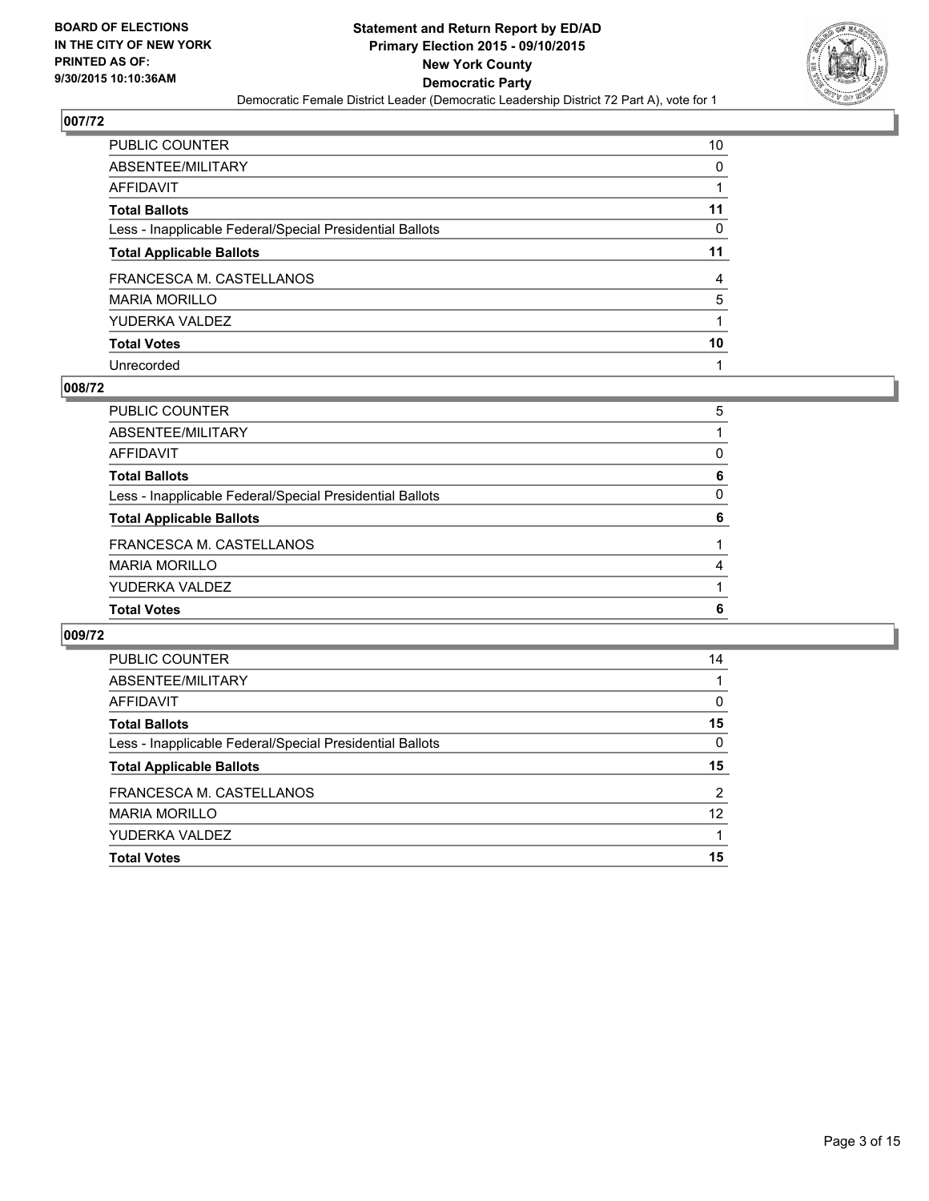BOARD OF ELECTIONS
IN THE CITY OF NEW YORK
PRINTED AS OF:
9/30/2015 10:10:36AM

# Statement and Return Report by ED/AD
## Primary Election 2015 - 09/10/2015
## New York County
## Democratic Party

Democratic Female District Leader (Democratic Leadership District 72 Part A), vote for 1

### 007/72

| | |
|---|---|
| PUBLIC COUNTER | 10 |
| ABSENTEE/MILITARY | 0 |
| AFFIDAVIT | 1 |
| **Total Ballots** | **11** |
| Less - Inapplicable Federal/Special Presidential Ballots | 0 |
| **Total Applicable Ballots** | **11** |
| FRANCESCA M. CASTELLANOS | 4 |
| MARIA MORILLO | 5 |
| YUDERKA VALDEZ | 1 |
| **Total Votes** | **10** |
| Unrecorded | 1 |

### 008/72

| | |
|---|---|
| PUBLIC COUNTER | 5 |
| ABSENTEE/MILITARY | 1 |
| AFFIDAVIT | 0 |
| **Total Ballots** | **6** |
| Less - Inapplicable Federal/Special Presidential Ballots | 0 |
| **Total Applicable Ballots** | **6** |
| FRANCESCA M. CASTELLANOS | 1 |
| MARIA MORILLO | 4 |
| YUDERKA VALDEZ | 1 |
| **Total Votes** | **6** |

### 009/72

| | |
|---|---|
| PUBLIC COUNTER | 14 |
| ABSENTEE/MILITARY | 1 |
| AFFIDAVIT | 0 |
| **Total Ballots** | **15** |
| Less - Inapplicable Federal/Special Presidential Ballots | 0 |
| **Total Applicable Ballots** | **15** |
| FRANCESCA M. CASTELLANOS | 2 |
| MARIA MORILLO | 12 |
| YUDERKA VALDEZ | 1 |
| **Total Votes** | **15** |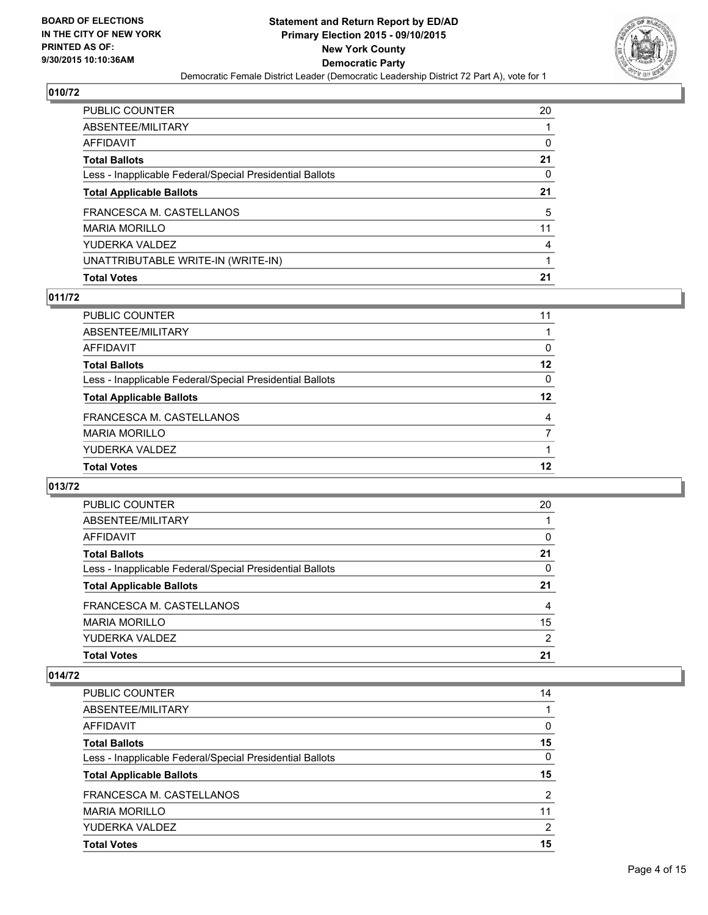## 010/72

| | |
|---|---|
| PUBLIC COUNTER | 20 |
| ABSENTEE/MILITARY | 1 |
| AFFIDAVIT | 0 |
| **Total Ballots** | **21** |
| Less - Inapplicable Federal/Special Presidential Ballots | 0 |
| **Total Applicable Ballots** | **21** |
| FRANCESCA M. CASTELLANOS | 5 |
| MARIA MORILLO | 11 |
| YUDERKA VALDEZ | 4 |
| UNATTRIBUTABLE WRITE-IN (WRITE-IN) | 1 |
| **Total Votes** | **21** |

## 011/72

| | |
|---|---|
| PUBLIC COUNTER | 11 |
| ABSENTEE/MILITARY | 1 |
| AFFIDAVIT | 0 |
| **Total Ballots** | **12** |
| Less - Inapplicable Federal/Special Presidential Ballots | 0 |
| **Total Applicable Ballots** | **12** |
| FRANCESCA M. CASTELLANOS | 4 |
| MARIA MORILLO | 7 |
| YUDERKA VALDEZ | 1 |
| **Total Votes** | **12** |

## 013/72

| | |
|---|---|
| PUBLIC COUNTER | 20 |
| ABSENTEE/MILITARY | 1 |
| AFFIDAVIT | 0 |
| **Total Ballots** | **21** |
| Less - Inapplicable Federal/Special Presidential Ballots | 0 |
| **Total Applicable Ballots** | **21** |
| FRANCESCA M. CASTELLANOS | 4 |
| MARIA MORILLO | 15 |
| YUDERKA VALDEZ | 2 |
| **Total Votes** | **21** |

## 014/72

| | |
|---|---|
| PUBLIC COUNTER | 14 |
| ABSENTEE/MILITARY | 1 |
| AFFIDAVIT | 0 |
| **Total Ballots** | **15** |
| Less - Inapplicable Federal/Special Presidential Ballots | 0 |
| **Total Applicable Ballots** | **15** |
| FRANCESCA M. CASTELLANOS | 2 |
| MARIA MORILLO | 11 |
| YUDERKA VALDEZ | 2 |
| **Total Votes** | **15** |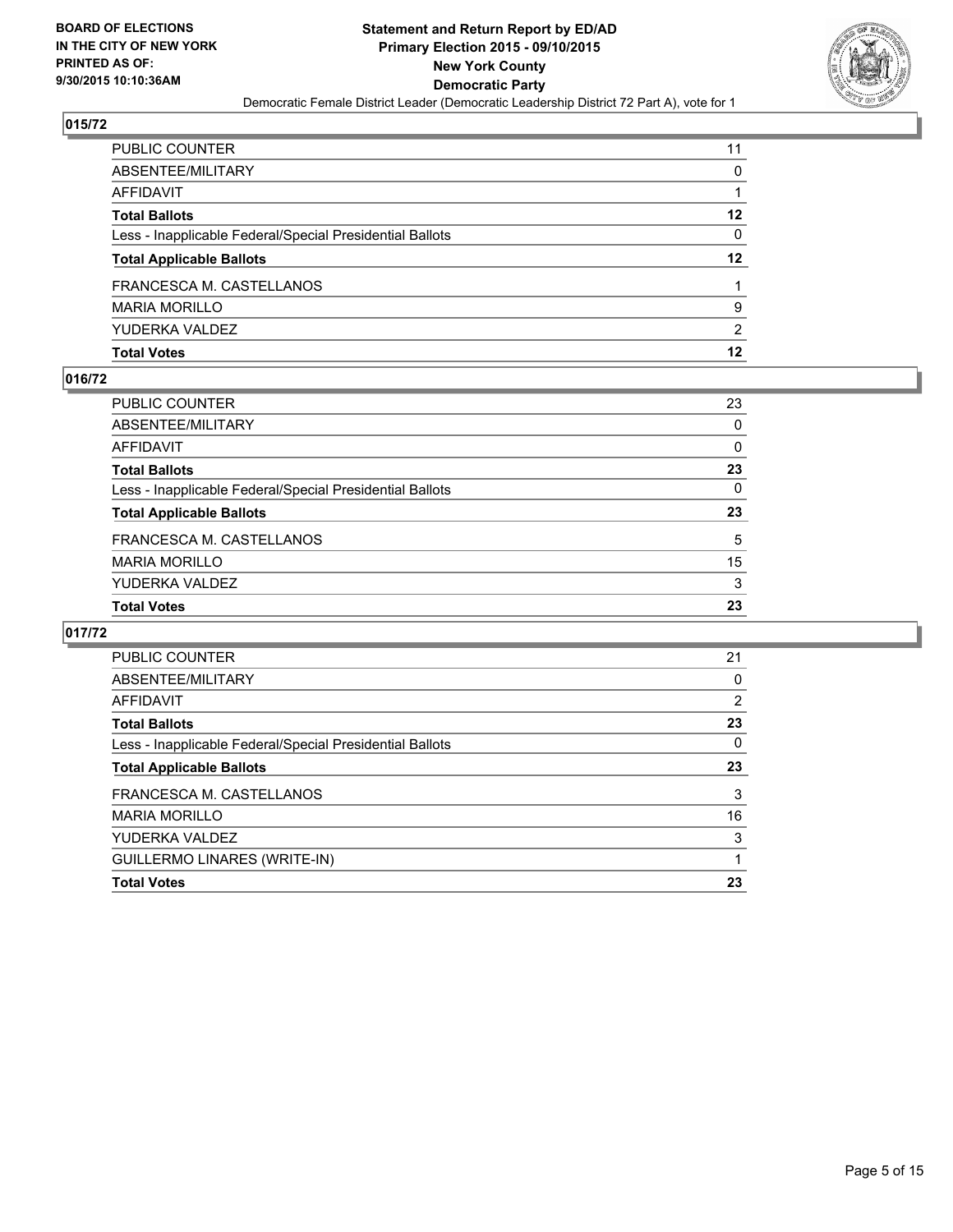**BOARD OF ELECTIONS IN THE CITY OF NEW YORK PRINTED AS OF: 9/30/2015 10:10:36AM**

**Statement and Return Report by ED/AD Primary Election 2015 - 09/10/2015 New York County Democratic Party**

Democratic Female District Leader (Democratic Leadership District 72 Part A), vote for 1

## 015/72

| | |
|---|---|
| PUBLIC COUNTER | 11 |
| ABSENTEE/MILITARY | 0 |
| AFFIDAVIT | 1 |
| **Total Ballots** | **12** |
| Less - Inapplicable Federal/Special Presidential Ballots | 0 |
| **Total Applicable Ballots** | **12** |
| FRANCESCA M. CASTELLANOS | 1 |
| MARIA MORILLO | 9 |
| YUDERKA VALDEZ | 2 |
| **Total Votes** | **12** |

## 016/72

| | |
|---|---|
| PUBLIC COUNTER | 23 |
| ABSENTEE/MILITARY | 0 |
| AFFIDAVIT | 0 |
| **Total Ballots** | **23** |
| Less - Inapplicable Federal/Special Presidential Ballots | 0 |
| **Total Applicable Ballots** | **23** |
| FRANCESCA M. CASTELLANOS | 5 |
| MARIA MORILLO | 15 |
| YUDERKA VALDEZ | 3 |
| **Total Votes** | **23** |

## 017/72

| | |
|---|---|
| PUBLIC COUNTER | 21 |
| ABSENTEE/MILITARY | 0 |
| AFFIDAVIT | 2 |
| **Total Ballots** | **23** |
| Less - Inapplicable Federal/Special Presidential Ballots | 0 |
| **Total Applicable Ballots** | **23** |
| FRANCESCA M. CASTELLANOS | 3 |
| MARIA MORILLO | 16 |
| YUDERKA VALDEZ | 3 |
| GUILLERMO LINARES (WRITE-IN) | 1 |
| **Total Votes** | **23** |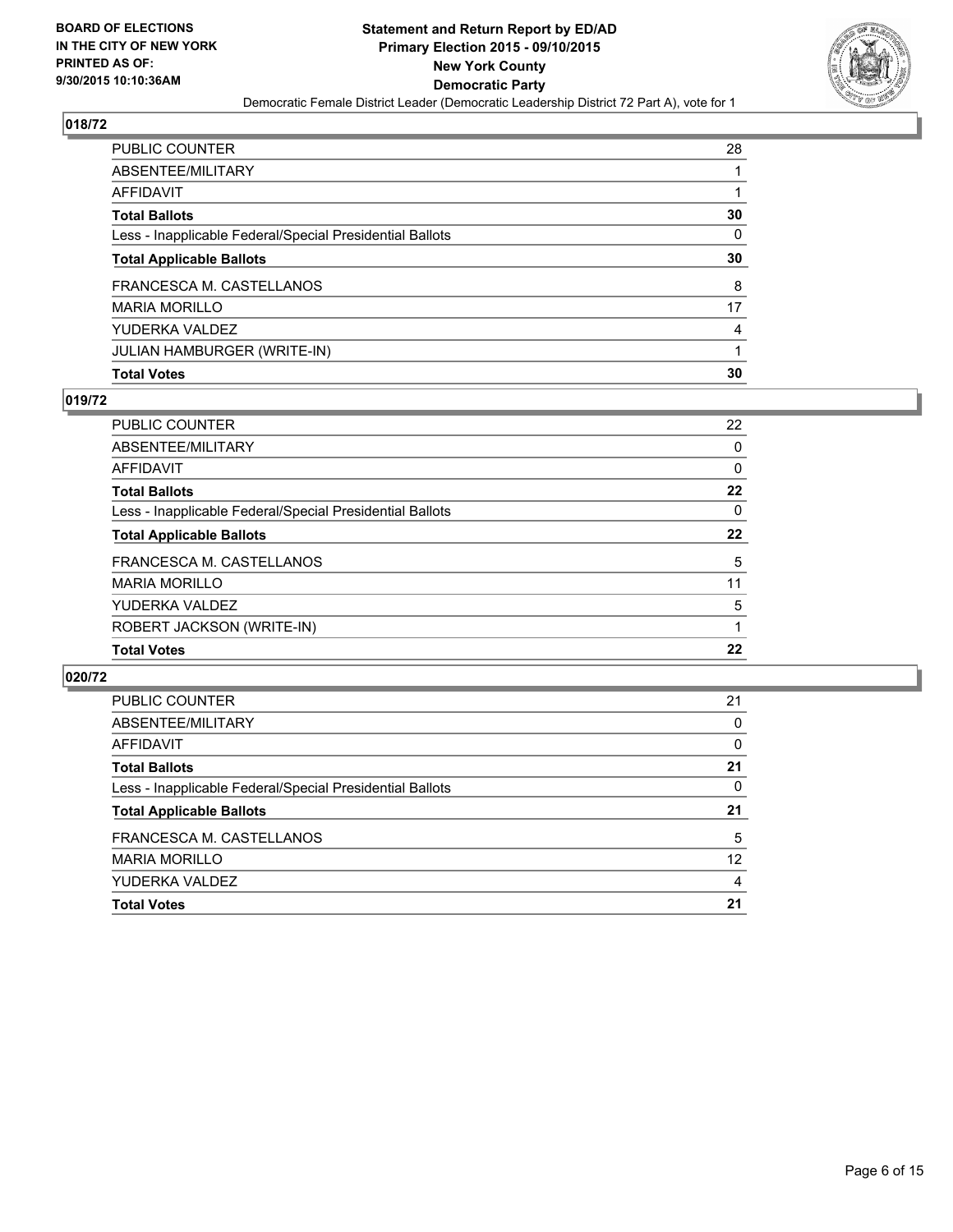## 018/72

| | |
|---|---|
| PUBLIC COUNTER | 28 |
| ABSENTEE/MILITARY | 1 |
| AFFIDAVIT | 1 |
| **Total Ballots** | **30** |
| Less - Inapplicable Federal/Special Presidential Ballots | 0 |
| **Total Applicable Ballots** | **30** |
| FRANCESCA M. CASTELLANOS | 8 |
| MARIA MORILLO | 17 |
| YUDERKA VALDEZ | 4 |
| JULIAN HAMBURGER (WRITE-IN) | 1 |
| **Total Votes** | **30** |

## 019/72

| | |
|---|---|
| PUBLIC COUNTER | 22 |
| ABSENTEE/MILITARY | 0 |
| AFFIDAVIT | 0 |
| **Total Ballots** | **22** |
| Less - Inapplicable Federal/Special Presidential Ballots | 0 |
| **Total Applicable Ballots** | **22** |
| FRANCESCA M. CASTELLANOS | 5 |
| MARIA MORILLO | 11 |
| YUDERKA VALDEZ | 5 |
| ROBERT JACKSON (WRITE-IN) | 1 |
| **Total Votes** | **22** |

## 020/72

| | |
|---|---|
| PUBLIC COUNTER | 21 |
| ABSENTEE/MILITARY | 0 |
| AFFIDAVIT | 0 |
| **Total Ballots** | **21** |
| Less - Inapplicable Federal/Special Presidential Ballots | 0 |
| **Total Applicable Ballots** | **21** |
| FRANCESCA M. CASTELLANOS | 5 |
| MARIA MORILLO | 12 |
| YUDERKA VALDEZ | 4 |
| **Total Votes** | **21** |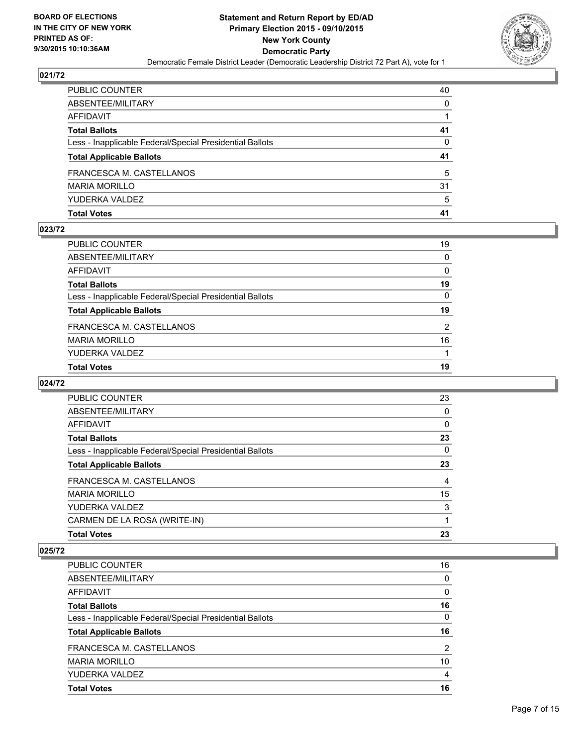**BOARD OF ELECTIONS IN THE CITY OF NEW YORK PRINTED AS OF: 9/30/2015 10:10:36AM**

# Statement and Return Report by ED/AD
## Primary Election 2015 - 09/10/2015
## New York County
## Democratic Party

Democratic Female District Leader (Democratic Leadership District 72 Part A), vote for 1

### 021/72

| | |
|---|---|
| PUBLIC COUNTER | 40 |
| ABSENTEE/MILITARY | 0 |
| AFFIDAVIT | 1 |
| **Total Ballots** | **41** |
| Less - Inapplicable Federal/Special Presidential Ballots | 0 |
| **Total Applicable Ballots** | **41** |
| FRANCESCA M. CASTELLANOS | 5 |
| MARIA MORILLO | 31 |
| YUDERKA VALDEZ | 5 |
| **Total Votes** | **41** |

### 023/72

| | |
|---|---|
| PUBLIC COUNTER | 19 |
| ABSENTEE/MILITARY | 0 |
| AFFIDAVIT | 0 |
| **Total Ballots** | **19** |
| Less - Inapplicable Federal/Special Presidential Ballots | 0 |
| **Total Applicable Ballots** | **19** |
| FRANCESCA M. CASTELLANOS | 2 |
| MARIA MORILLO | 16 |
| YUDERKA VALDEZ | 1 |
| **Total Votes** | **19** |

### 024/72

| | |
|---|---|
| PUBLIC COUNTER | 23 |
| ABSENTEE/MILITARY | 0 |
| AFFIDAVIT | 0 |
| **Total Ballots** | **23** |
| Less - Inapplicable Federal/Special Presidential Ballots | 0 |
| **Total Applicable Ballots** | **23** |
| FRANCESCA M. CASTELLANOS | 4 |
| MARIA MORILLO | 15 |
| YUDERKA VALDEZ | 3 |
| CARMEN DE LA ROSA (WRITE-IN) | 1 |
| **Total Votes** | **23** |

### 025/72

| | |
|---|---|
| PUBLIC COUNTER | 16 |
| ABSENTEE/MILITARY | 0 |
| AFFIDAVIT | 0 |
| **Total Ballots** | **16** |
| Less - Inapplicable Federal/Special Presidential Ballots | 0 |
| **Total Applicable Ballots** | **16** |
| FRANCESCA M. CASTELLANOS | 2 |
| MARIA MORILLO | 10 |
| YUDERKA VALDEZ | 4 |
| **Total Votes** | **16** |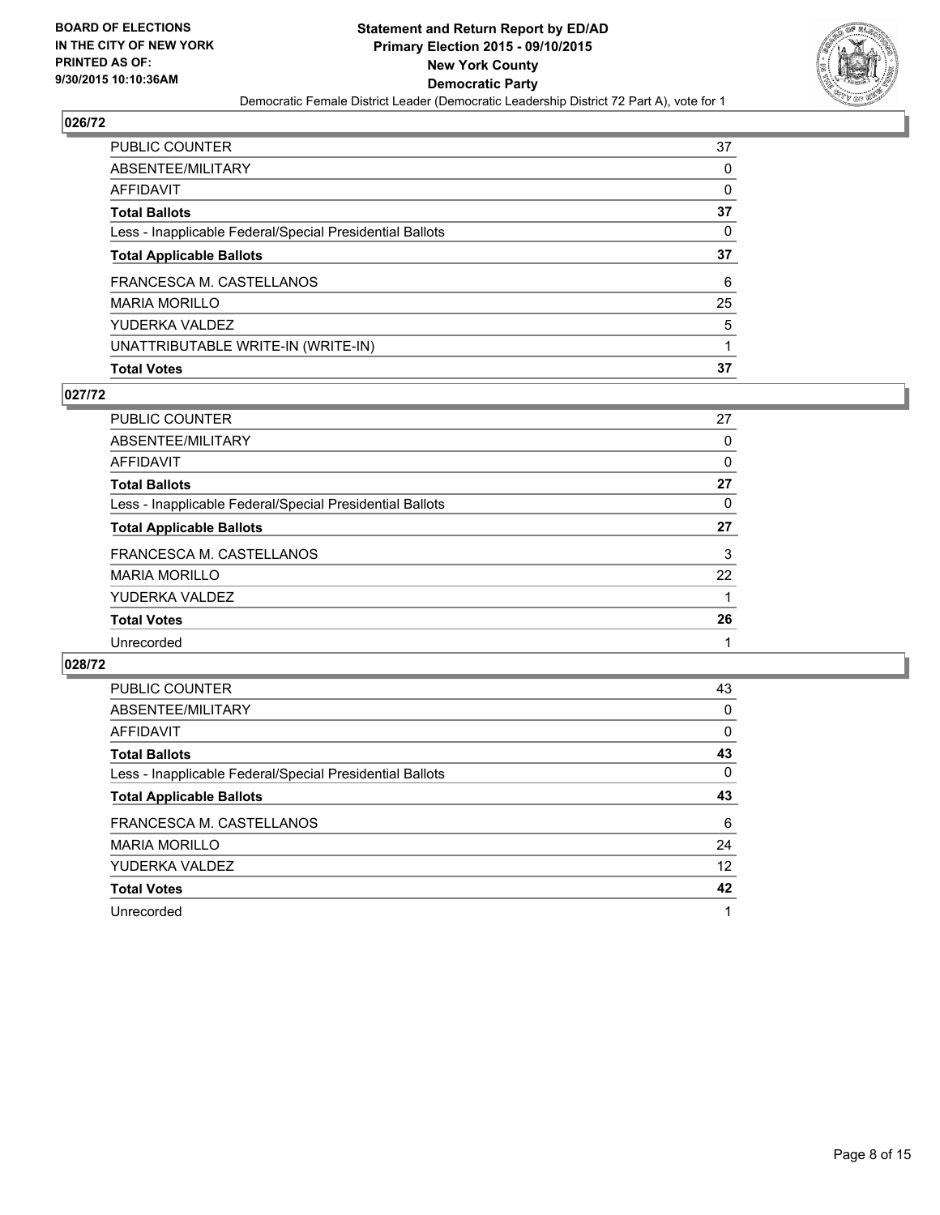**BOARD OF ELECTIONS IN THE CITY OF NEW YORK PRINTED AS OF: 9/30/2015 10:10:36AM**

**Statement and Return Report by ED/AD**
**Primary Election 2015 - 09/10/2015**
**New York County**
**Democratic Party**
Democratic Female District Leader (Democratic Leadership District 72 Part A), vote for 1

### 026/72

| | |
|---|---|
| PUBLIC COUNTER | 37 |
| ABSENTEE/MILITARY | 0 |
| AFFIDAVIT | 0 |
| **Total Ballots** | **37** |
| Less - Inapplicable Federal/Special Presidential Ballots | 0 |
| **Total Applicable Ballots** | **37** |
| FRANCESCA M. CASTELLANOS | 6 |
| MARIA MORILLO | 25 |
| YUDERKA VALDEZ | 5 |
| UNATTRIBUTABLE WRITE-IN (WRITE-IN) | 1 |
| **Total Votes** | **37** |

### 027/72

| | |
|---|---|
| PUBLIC COUNTER | 27 |
| ABSENTEE/MILITARY | 0 |
| AFFIDAVIT | 0 |
| **Total Ballots** | **27** |
| Less - Inapplicable Federal/Special Presidential Ballots | 0 |
| **Total Applicable Ballots** | **27** |
| FRANCESCA M. CASTELLANOS | 3 |
| MARIA MORILLO | 22 |
| YUDERKA VALDEZ | 1 |
| **Total Votes** | **26** |
| Unrecorded | 1 |

### 028/72

| | |
|---|---|
| PUBLIC COUNTER | 43 |
| ABSENTEE/MILITARY | 0 |
| AFFIDAVIT | 0 |
| **Total Ballots** | **43** |
| Less - Inapplicable Federal/Special Presidential Ballots | 0 |
| **Total Applicable Ballots** | **43** |
| FRANCESCA M. CASTELLANOS | 6 |
| MARIA MORILLO | 24 |
| YUDERKA VALDEZ | 12 |
| **Total Votes** | **42** |
| Unrecorded | 1 |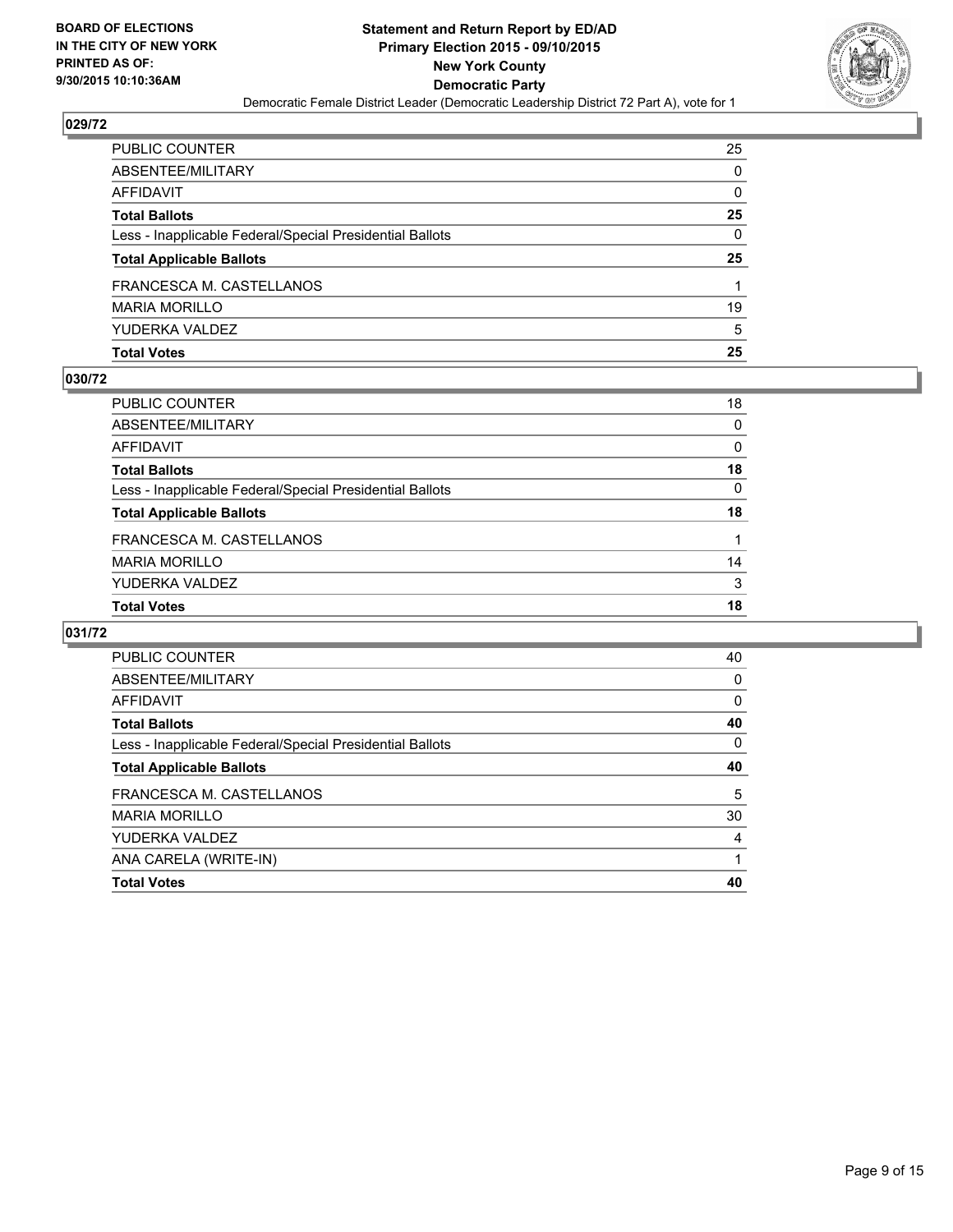## 029/72

| | |
|---|---|
| PUBLIC COUNTER | 25 |
| ABSENTEE/MILITARY | 0 |
| AFFIDAVIT | 0 |
| **Total Ballots** | **25** |
| Less - Inapplicable Federal/Special Presidential Ballots | 0 |
| **Total Applicable Ballots** | **25** |
| FRANCESCA M. CASTELLANOS | 1 |
| MARIA MORILLO | 19 |
| YUDERKA VALDEZ | 5 |
| **Total Votes** | **25** |

## 030/72

| | |
|---|---|
| PUBLIC COUNTER | 18 |
| ABSENTEE/MILITARY | 0 |
| AFFIDAVIT | 0 |
| **Total Ballots** | **18** |
| Less - Inapplicable Federal/Special Presidential Ballots | 0 |
| **Total Applicable Ballots** | **18** |
| FRANCESCA M. CASTELLANOS | 1 |
| MARIA MORILLO | 14 |
| YUDERKA VALDEZ | 3 |
| **Total Votes** | **18** |

## 031/72

| | |
|---|---|
| PUBLIC COUNTER | 40 |
| ABSENTEE/MILITARY | 0 |
| AFFIDAVIT | 0 |
| **Total Ballots** | **40** |
| Less - Inapplicable Federal/Special Presidential Ballots | 0 |
| **Total Applicable Ballots** | **40** |
| FRANCESCA M. CASTELLANOS | 5 |
| MARIA MORILLO | 30 |
| YUDERKA VALDEZ | 4 |
| ANA CARELA (WRITE-IN) | 1 |
| **Total Votes** | **40** |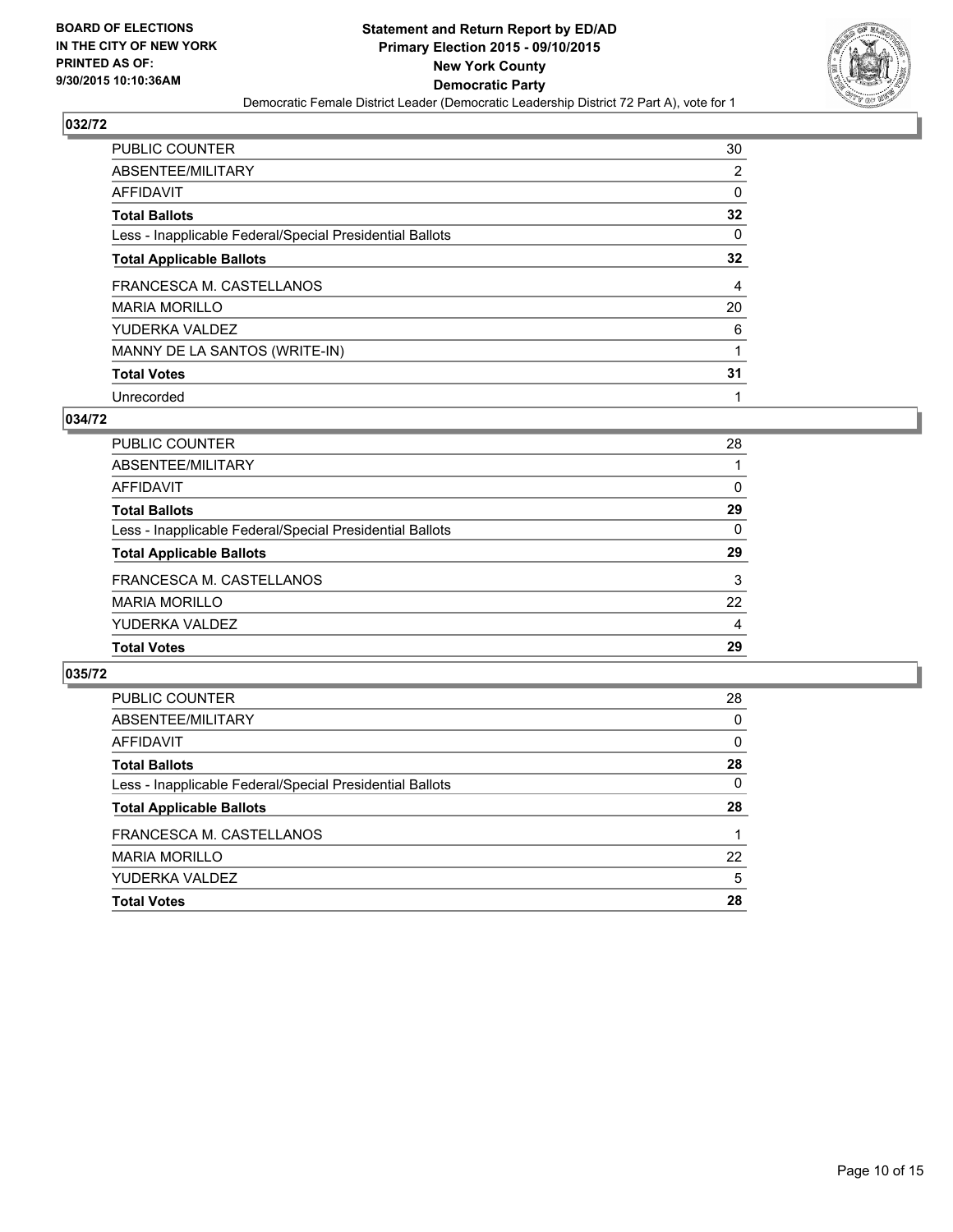BOARD OF ELECTIONS
IN THE CITY OF NEW YORK
PRINTED AS OF:
9/30/2015 10:10:36AM

# Statement and Return Report by ED/AD
## Primary Election 2015 - 09/10/2015
## New York County
## Democratic Party
Democratic Female District Leader (Democratic Leadership District 72 Part A), vote for 1

### 032/72

| | |
|---|---|
| PUBLIC COUNTER | 30 |
| ABSENTEE/MILITARY | 2 |
| AFFIDAVIT | 0 |
| **Total Ballots** | **32** |
| Less - Inapplicable Federal/Special Presidential Ballots | 0 |
| **Total Applicable Ballots** | **32** |
| FRANCESCA M. CASTELLANOS | 4 |
| MARIA MORILLO | 20 |
| YUDERKA VALDEZ | 6 |
| MANNY DE LA SANTOS (WRITE-IN) | 1 |
| **Total Votes** | **31** |
| Unrecorded | 1 |

### 034/72

| | |
|---|---|
| PUBLIC COUNTER | 28 |
| ABSENTEE/MILITARY | 1 |
| AFFIDAVIT | 0 |
| **Total Ballots** | **29** |
| Less - Inapplicable Federal/Special Presidential Ballots | 0 |
| **Total Applicable Ballots** | **29** |
| FRANCESCA M. CASTELLANOS | 3 |
| MARIA MORILLO | 22 |
| YUDERKA VALDEZ | 4 |
| **Total Votes** | **29** |

### 035/72

| | |
|---|---|
| PUBLIC COUNTER | 28 |
| ABSENTEE/MILITARY | 0 |
| AFFIDAVIT | 0 |
| **Total Ballots** | **28** |
| Less - Inapplicable Federal/Special Presidential Ballots | 0 |
| **Total Applicable Ballots** | **28** |
| FRANCESCA M. CASTELLANOS | 1 |
| MARIA MORILLO | 22 |
| YUDERKA VALDEZ | 5 |
| **Total Votes** | **28** |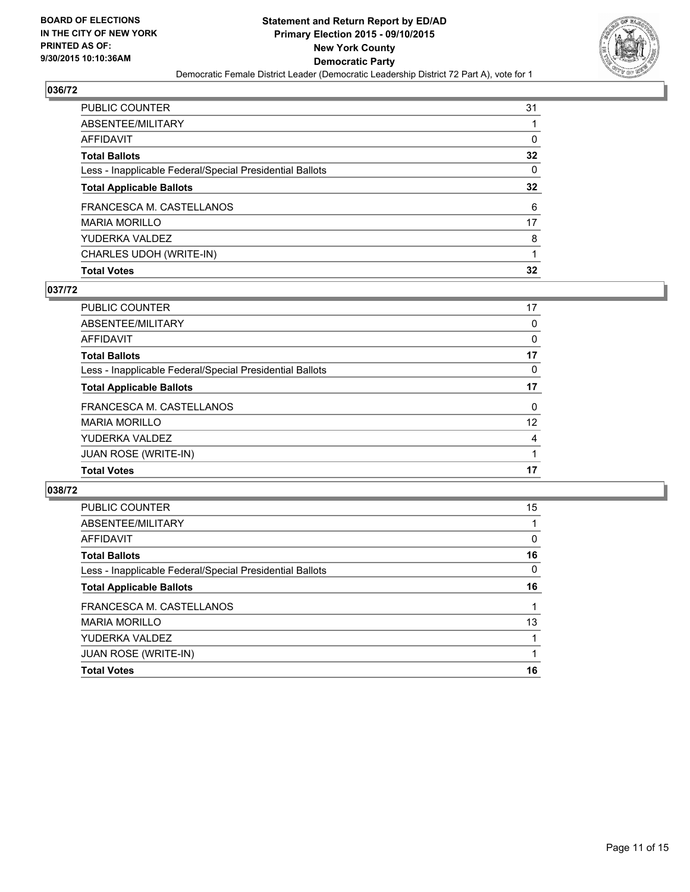**BOARD OF ELECTIONS IN THE CITY OF NEW YORK PRINTED AS OF: 9/30/2015 10:10:36AM**

**Statement and Return Report by ED/AD**
**Primary Election 2015 - 09/10/2015**
**New York County**
**Democratic Party**
Democratic Female District Leader (Democratic Leadership District 72 Part A), vote for 1

## 036/72

| | |
|---|---|
| PUBLIC COUNTER | 31 |
| ABSENTEE/MILITARY | 1 |
| AFFIDAVIT | 0 |
| **Total Ballots** | **32** |
| Less - Inapplicable Federal/Special Presidential Ballots | 0 |
| **Total Applicable Ballots** | **32** |
| FRANCESCA M. CASTELLANOS | 6 |
| MARIA MORILLO | 17 |
| YUDERKA VALDEZ | 8 |
| CHARLES UDOH (WRITE-IN) | 1 |
| **Total Votes** | **32** |

## 037/72

| | |
|---|---|
| PUBLIC COUNTER | 17 |
| ABSENTEE/MILITARY | 0 |
| AFFIDAVIT | 0 |
| **Total Ballots** | **17** |
| Less - Inapplicable Federal/Special Presidential Ballots | 0 |
| **Total Applicable Ballots** | **17** |
| FRANCESCA M. CASTELLANOS | 0 |
| MARIA MORILLO | 12 |
| YUDERKA VALDEZ | 4 |
| JUAN ROSE (WRITE-IN) | 1 |
| **Total Votes** | **17** |

## 038/72

| | |
|---|---|
| PUBLIC COUNTER | 15 |
| ABSENTEE/MILITARY | 1 |
| AFFIDAVIT | 0 |
| **Total Ballots** | **16** |
| Less - Inapplicable Federal/Special Presidential Ballots | 0 |
| **Total Applicable Ballots** | **16** |
| FRANCESCA M. CASTELLANOS | 1 |
| MARIA MORILLO | 13 |
| YUDERKA VALDEZ | 1 |
| JUAN ROSE (WRITE-IN) | 1 |
| **Total Votes** | **16** |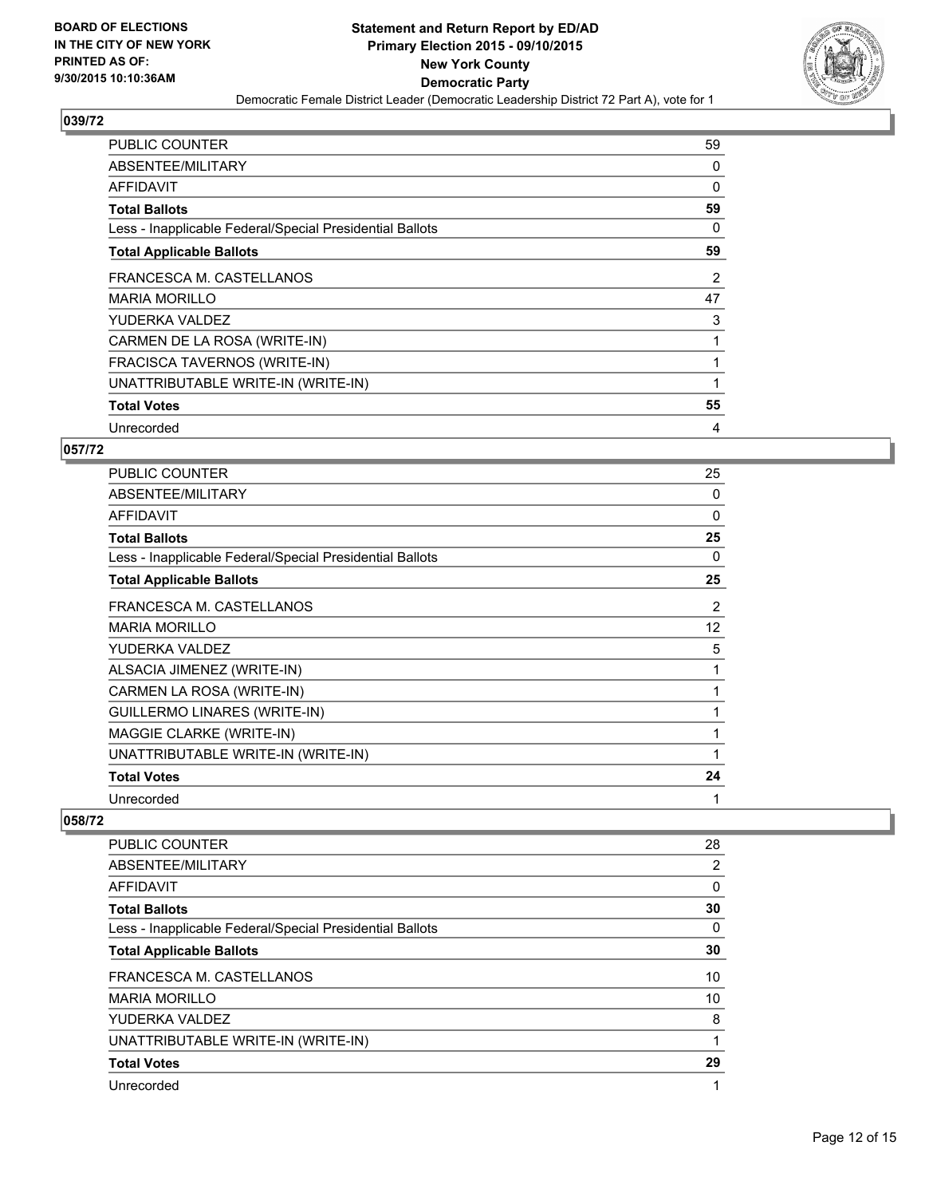**BOARD OF ELECTIONS IN THE CITY OF NEW YORK PRINTED AS OF: 9/30/2015 10:10:36AM**

**Statement and Return Report by ED/AD Primary Election 2015 - 09/10/2015 New York County Democratic Party**

Democratic Female District Leader (Democratic Leadership District 72 Part A), vote for 1

### 039/72

| | |
|---|---|
| PUBLIC COUNTER | 59 |
| ABSENTEE/MILITARY | 0 |
| AFFIDAVIT | 0 |
| **Total Ballots** | **59** |
| Less - Inapplicable Federal/Special Presidential Ballots | 0 |
| **Total Applicable Ballots** | **59** |
| FRANCESCA M. CASTELLANOS | 2 |
| MARIA MORILLO | 47 |
| YUDERKA VALDEZ | 3 |
| CARMEN DE LA ROSA (WRITE-IN) | 1 |
| FRACISCA TAVERNOS (WRITE-IN) | 1 |
| UNATTRIBUTABLE WRITE-IN (WRITE-IN) | 1 |
| **Total Votes** | **55** |
| Unrecorded | 4 |

### 057/72

| | |
|---|---|
| PUBLIC COUNTER | 25 |
| ABSENTEE/MILITARY | 0 |
| AFFIDAVIT | 0 |
| **Total Ballots** | **25** |
| Less - Inapplicable Federal/Special Presidential Ballots | 0 |
| **Total Applicable Ballots** | **25** |
| FRANCESCA M. CASTELLANOS | 2 |
| MARIA MORILLO | 12 |
| YUDERKA VALDEZ | 5 |
| ALSACIA JIMENEZ (WRITE-IN) | 1 |
| CARMEN LA ROSA (WRITE-IN) | 1 |
| GUILLERMO LINARES (WRITE-IN) | 1 |
| MAGGIE CLARKE (WRITE-IN) | 1 |
| UNATTRIBUTABLE WRITE-IN (WRITE-IN) | 1 |
| **Total Votes** | **24** |
| Unrecorded | 1 |

### 058/72

| | |
|---|---|
| PUBLIC COUNTER | 28 |
| ABSENTEE/MILITARY | 2 |
| AFFIDAVIT | 0 |
| **Total Ballots** | **30** |
| Less - Inapplicable Federal/Special Presidential Ballots | 0 |
| **Total Applicable Ballots** | **30** |
| FRANCESCA M. CASTELLANOS | 10 |
| MARIA MORILLO | 10 |
| YUDERKA VALDEZ | 8 |
| UNATTRIBUTABLE WRITE-IN (WRITE-IN) | 1 |
| **Total Votes** | **29** |
| Unrecorded | 1 |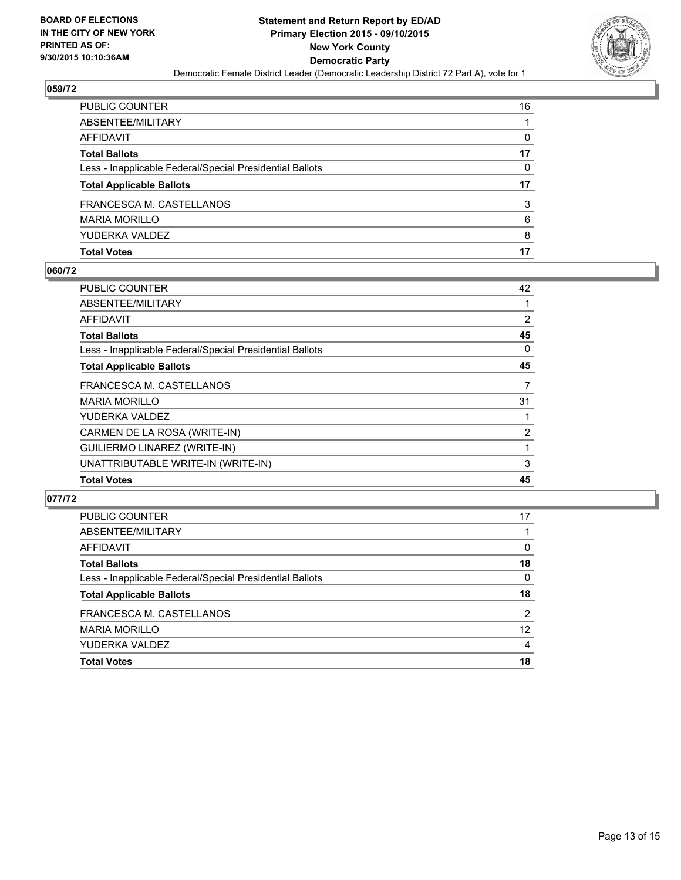**BOARD OF ELECTIONS IN THE CITY OF NEW YORK PRINTED AS OF: 9/30/2015 10:10:36AM**

**Statement and Return Report by ED/AD Primary Election 2015 - 09/10/2015 New York County Democratic Party**

Democratic Female District Leader (Democratic Leadership District 72 Part A), vote for 1

### 059/72

| | |
|---|---|
| PUBLIC COUNTER | 16 |
| ABSENTEE/MILITARY | 1 |
| AFFIDAVIT | 0 |
| **Total Ballots** | **17** |
| Less - Inapplicable Federal/Special Presidential Ballots | 0 |
| **Total Applicable Ballots** | **17** |
| FRANCESCA M. CASTELLANOS | 3 |
| MARIA MORILLO | 6 |
| YUDERKA VALDEZ | 8 |
| **Total Votes** | **17** |

### 060/72

| | |
|---|---|
| PUBLIC COUNTER | 42 |
| ABSENTEE/MILITARY | 1 |
| AFFIDAVIT | 2 |
| **Total Ballots** | **45** |
| Less - Inapplicable Federal/Special Presidential Ballots | 0 |
| **Total Applicable Ballots** | **45** |
| FRANCESCA M. CASTELLANOS | 7 |
| MARIA MORILLO | 31 |
| YUDERKA VALDEZ | 1 |
| CARMEN DE LA ROSA (WRITE-IN) | 2 |
| GUILIERMO LINAREZ (WRITE-IN) | 1 |
| UNATTRIBUTABLE WRITE-IN (WRITE-IN) | 3 |
| **Total Votes** | **45** |

### 077/72

| | |
|---|---|
| PUBLIC COUNTER | 17 |
| ABSENTEE/MILITARY | 1 |
| AFFIDAVIT | 0 |
| **Total Ballots** | **18** |
| Less - Inapplicable Federal/Special Presidential Ballots | 0 |
| **Total Applicable Ballots** | **18** |
| FRANCESCA M. CASTELLANOS | 2 |
| MARIA MORILLO | 12 |
| YUDERKA VALDEZ | 4 |
| **Total Votes** | **18** |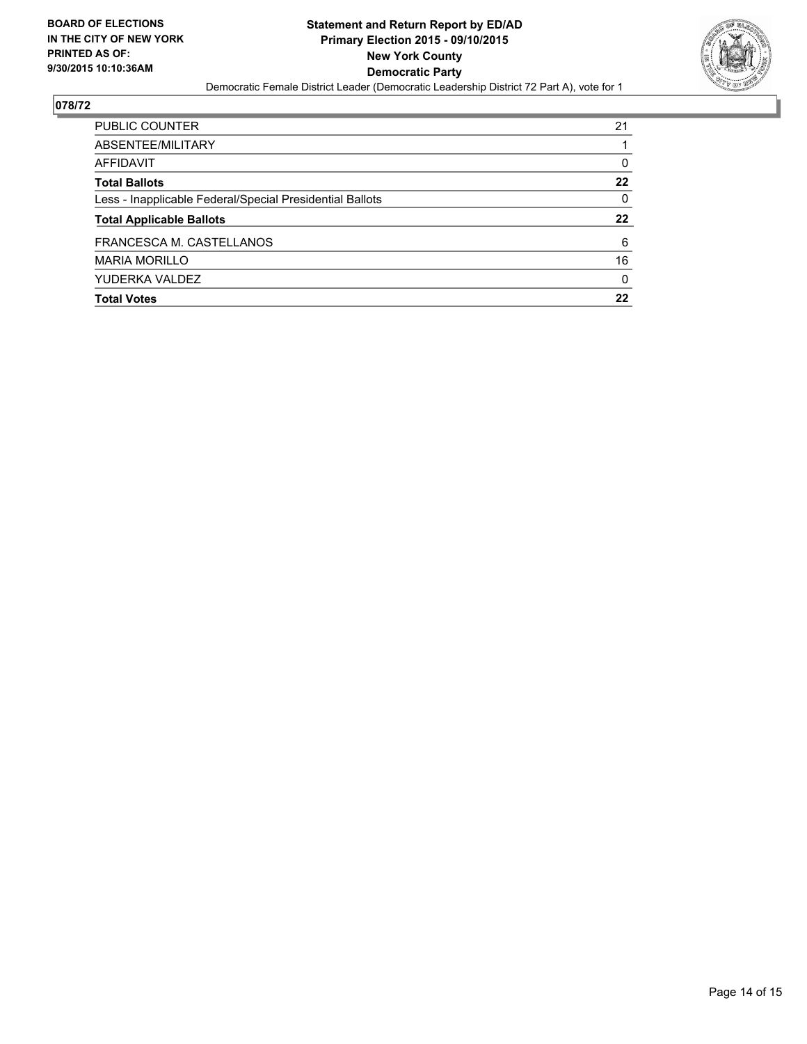**BOARD OF ELECTIONS IN THE CITY OF NEW YORK PRINTED AS OF: 9/30/2015 10:10:36AM**

**Statement and Return Report by ED/AD**
**Primary Election 2015 - 09/10/2015**
**New York County**
**Democratic Party**

Democratic Female District Leader (Democratic Leadership District 72 Part A), vote for 1

## 078/72

| | |
|---|---|
| PUBLIC COUNTER | 21 |
| ABSENTEE/MILITARY | 1 |
| AFFIDAVIT | 0 |
| **Total Ballots** | **22** |
| Less - Inapplicable Federal/Special Presidential Ballots | 0 |
| **Total Applicable Ballots** | **22** |
| FRANCESCA M. CASTELLANOS | 6 |
| MARIA MORILLO | 16 |
| YUDERKA VALDEZ | 0 |
| **Total Votes** | **22** |